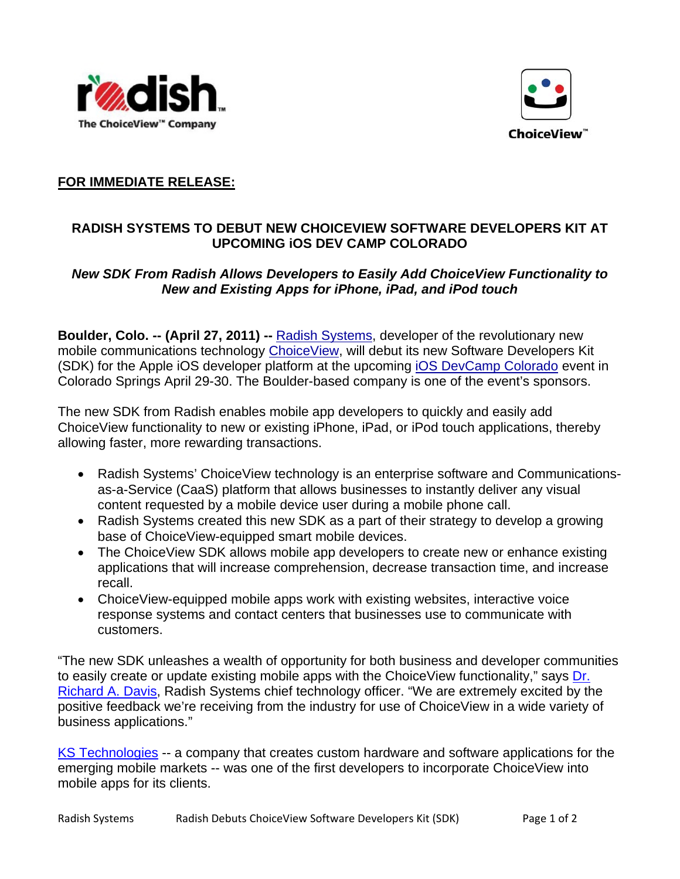**FOR IMMEDIATE RELEASE:**

## RADISH SYSTEMS TO DEBUT NEW CHOICEVIEW SOFTWARE DEVELOPERS KIT AT UPCOMING iOS DEV CAMP COLORADO

***New SDK From Radish Allows Developers to Easily Add ChoiceView Functionality to New and Existing Apps for iPhone, iPad, and iPod touch***

**Boulder, Colo. -- (April 27, 2011) --** Radish Systems, developer of the revolutionary new mobile communications technology ChoiceView, will debut its new Software Developers Kit (SDK) for the Apple iOS developer platform at the upcoming iOS DevCamp Colorado event in Colorado Springs April 29-30. The Boulder-based company is one of the event's sponsors.

The new SDK from Radish enables mobile app developers to quickly and easily add ChoiceView functionality to new or existing iPhone, iPad, or iPod touch applications, thereby allowing faster, more rewarding transactions.

- Radish Systems' ChoiceView technology is an enterprise software and Communications-as-a-Service (CaaS) platform that allows businesses to instantly deliver any visual content requested by a mobile device user during a mobile phone call.
- Radish Systems created this new SDK as a part of their strategy to develop a growing base of ChoiceView-equipped smart mobile devices.
- The ChoiceView SDK allows mobile app developers to create new or enhance existing applications that will increase comprehension, decrease transaction time, and increase recall.
- ChoiceView-equipped mobile apps work with existing websites, interactive voice response systems and contact centers that businesses use to communicate with customers.

"The new SDK unleashes a wealth of opportunity for both business and developer communities to easily create or update existing mobile apps with the ChoiceView functionality," says Dr. Richard A. Davis, Radish Systems chief technology officer. "We are extremely excited by the positive feedback we're receiving from the industry for use of ChoiceView in a wide variety of business applications."

KS Technologies -- a company that creates custom hardware and software applications for the emerging mobile markets -- was one of the first developers to incorporate ChoiceView into mobile apps for its clients.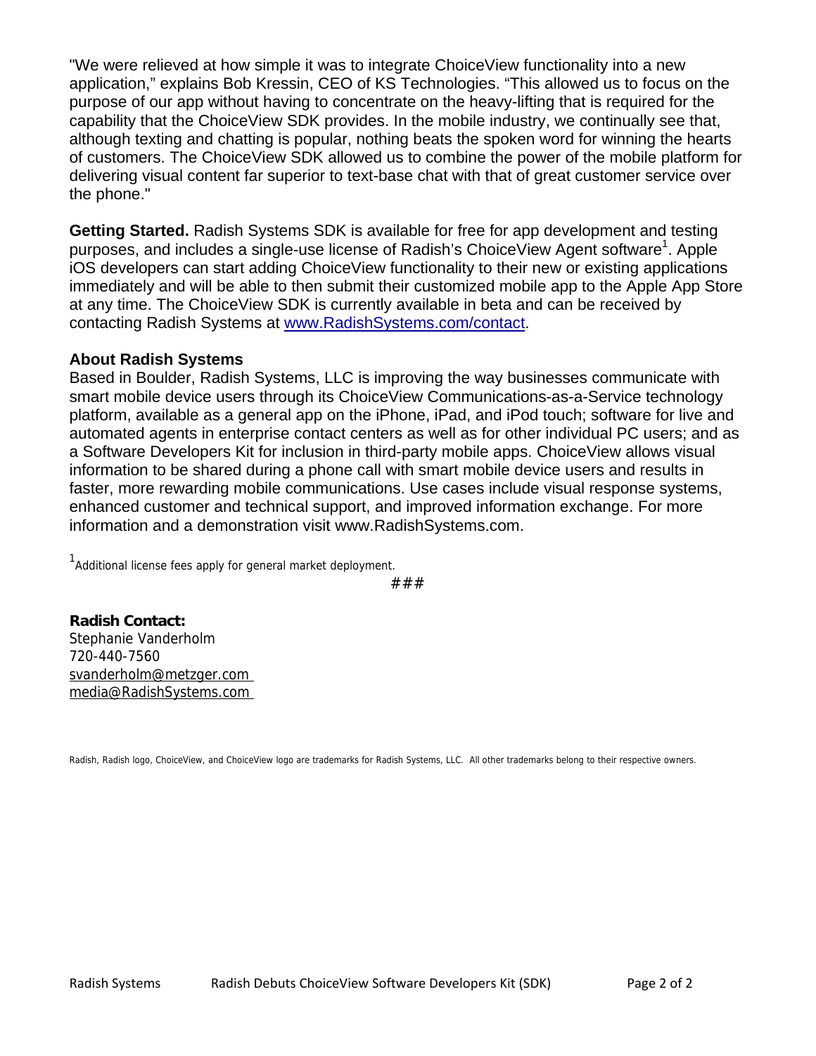"We were relieved at how simple it was to integrate ChoiceView functionality into a new application," explains Bob Kressin, CEO of KS Technologies. "This allowed us to focus on the purpose of our app without having to concentrate on the heavy-lifting that is required for the capability that the ChoiceView SDK provides. In the mobile industry, we continually see that, although texting and chatting is popular, nothing beats the spoken word for winning the hearts of customers. The ChoiceView SDK allowed us to combine the power of the mobile platform for delivering visual content far superior to text-base chat with that of great customer service over the phone."

**Getting Started.** Radish Systems SDK is available for free for app development and testing purposes, and includes a single-use license of Radish's ChoiceView Agent software[1]. Apple iOS developers can start adding ChoiceView functionality to their new or existing applications immediately and will be able to then submit their customized mobile app to the Apple App Store at any time. The ChoiceView SDK is currently available in beta and can be received by contacting Radish Systems at www.RadishSystems.com/contact.

### About Radish Systems

Based in Boulder, Radish Systems, LLC is improving the way businesses communicate with smart mobile device users through its ChoiceView Communications-as-a-Service technology platform, available as a general app on the iPhone, iPad, and iPod touch; software for live and automated agents in enterprise contact centers as well as for other individual PC users; and as a Software Developers Kit for inclusion in third-party mobile apps. ChoiceView allows visual information to be shared during a phone call with smart mobile device users and results in faster, more rewarding mobile communications. Use cases include visual response systems, enhanced customer and technical support, and improved information exchange. For more information and a demonstration visit www.RadishSystems.com.

[1] Additional license fees apply for general market deployment.

###

**Radish Contact:**
Stephanie Vanderholm
720-440-7560
svanderholm@metzger.com
media@RadishSystems.com

Radish, Radish logo, ChoiceView, and ChoiceView logo are trademarks for Radish Systems, LLC. All other trademarks belong to their respective owners.